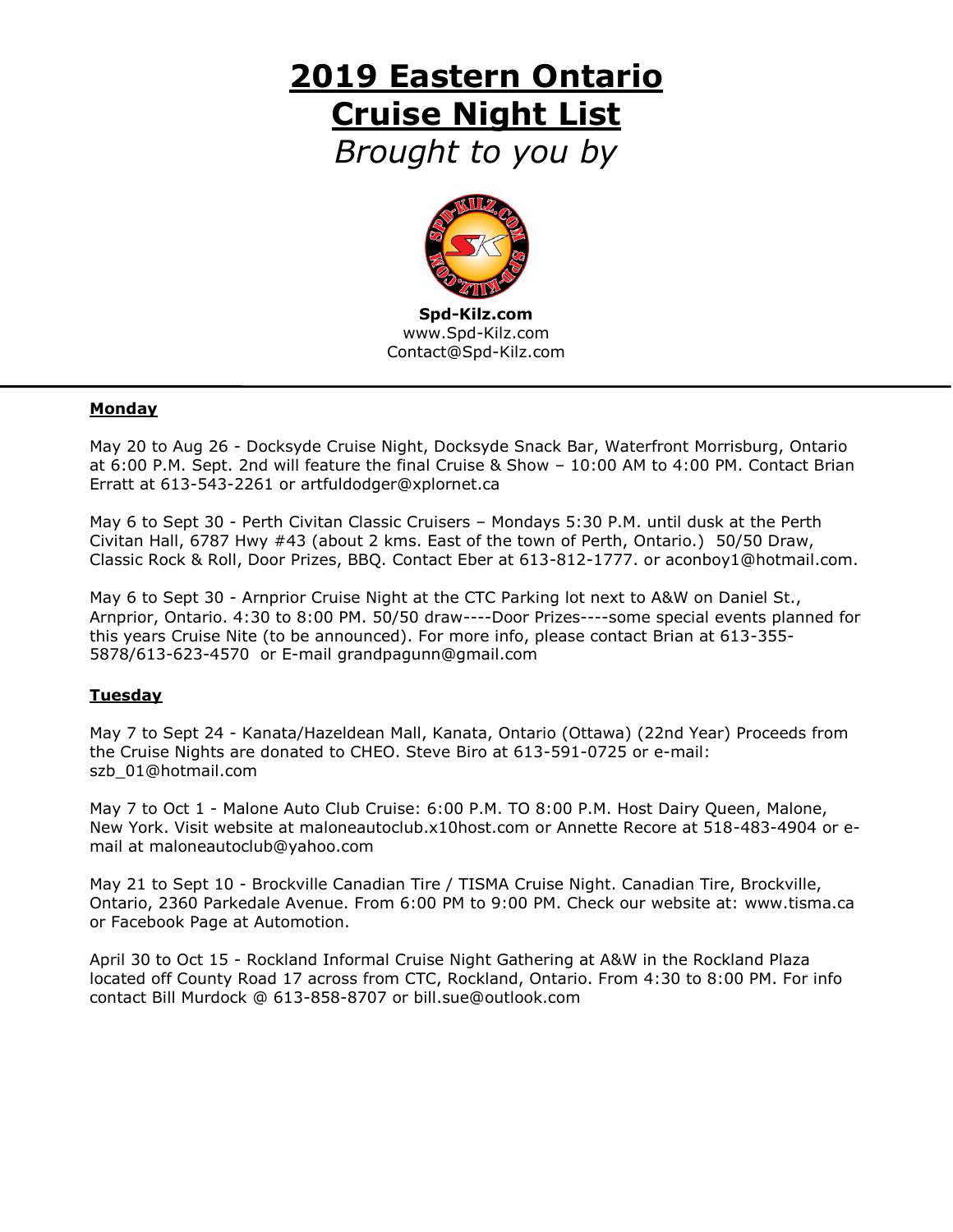# 2019 Eastern Ontario Cruise Night List

*Brought to you by*

**Spd-Kilz.com**
www.Spd-Kilz.com
Contact@Spd-Kilz.com

---

**Monday**

May 20 to Aug 26 - Docksyde Cruise Night, Docksyde Snack Bar, Waterfront Morrisburg, Ontario at 6:00 P.M. Sept. 2nd will feature the final Cruise & Show – 10:00 AM to 4:00 PM. Contact Brian Erratt at 613-543-2261 or artfuldodger@xplornet.ca

May 6 to Sept 30 - Perth Civitan Classic Cruisers – Mondays 5:30 P.M. until dusk at the Perth Civitan Hall, 6787 Hwy #43 (about 2 kms. East of the town of Perth, Ontario.) 50/50 Draw, Classic Rock & Roll, Door Prizes, BBQ. Contact Eber at 613-812-1777. or aconboy1@hotmail.com.

May 6 to Sept 30 - Arnprior Cruise Night at the CTC Parking lot next to A&W on Daniel St., Arnprior, Ontario. 4:30 to 8:00 PM. 50/50 draw----Door Prizes----some special events planned for this years Cruise Nite (to be announced). For more info, please contact Brian at 613-355-5878/613-623-4570 or E-mail grandpagunn@gmail.com

**Tuesday**

May 7 to Sept 24 - Kanata/Hazeldean Mall, Kanata, Ontario (Ottawa) (22nd Year) Proceeds from the Cruise Nights are donated to CHEO. Steve Biro at 613-591-0725 or e-mail: szb_01@hotmail.com

May 7 to Oct 1 - Malone Auto Club Cruise: 6:00 P.M. TO 8:00 P.M. Host Dairy Queen, Malone, New York. Visit website at maloneautoclub.x10host.com or Annette Recore at 518-483-4904 or e-mail at maloneautoclub@yahoo.com

May 21 to Sept 10 - Brockville Canadian Tire / TISMA Cruise Night. Canadian Tire, Brockville, Ontario, 2360 Parkedale Avenue. From 6:00 PM to 9:00 PM. Check our website at: www.tisma.ca or Facebook Page at Automotion.

April 30 to Oct 15 - Rockland Informal Cruise Night Gathering at A&W in the Rockland Plaza located off County Road 17 across from CTC, Rockland, Ontario. From 4:30 to 8:00 PM. For info contact Bill Murdock @ 613-858-8707 or bill.sue@outlook.com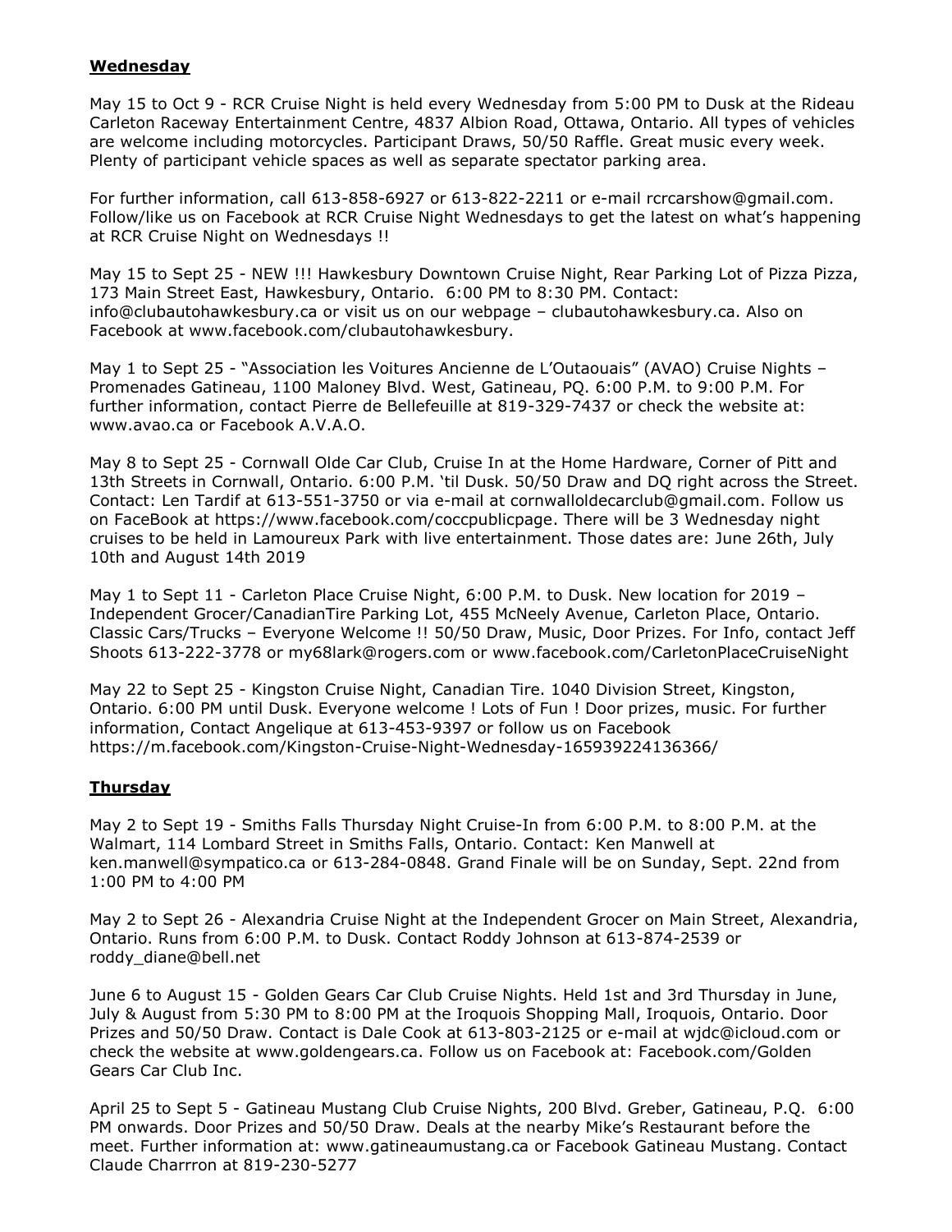## Wednesday

May 15 to Oct 9 - RCR Cruise Night is held every Wednesday from 5:00 PM to Dusk at the Rideau Carleton Raceway Entertainment Centre, 4837 Albion Road, Ottawa, Ontario. All types of vehicles are welcome including motorcycles. Participant Draws, 50/50 Raffle. Great music every week. Plenty of participant vehicle spaces as well as separate spectator parking area.

For further information, call 613-858-6927 or 613-822-2211 or e-mail rcrcarshow@gmail.com. Follow/like us on Facebook at RCR Cruise Night Wednesdays to get the latest on what's happening at RCR Cruise Night on Wednesdays !!

May 15 to Sept 25 - NEW !!! Hawkesbury Downtown Cruise Night, Rear Parking Lot of Pizza Pizza, 173 Main Street East, Hawkesbury, Ontario. 6:00 PM to 8:30 PM. Contact: info@clubautohawkesbury.ca or visit us on our webpage – clubautohawkesbury.ca. Also on Facebook at www.facebook.com/clubautohawkesbury.

May 1 to Sept 25 - "Association les Voitures Ancienne de L'Outaouais" (AVAO) Cruise Nights – Promenades Gatineau, 1100 Maloney Blvd. West, Gatineau, PQ. 6:00 P.M. to 9:00 P.M. For further information, contact Pierre de Bellefeuille at 819-329-7437 or check the website at: www.avao.ca or Facebook A.V.A.O.

May 8 to Sept 25 - Cornwall Olde Car Club, Cruise In at the Home Hardware, Corner of Pitt and 13th Streets in Cornwall, Ontario. 6:00 P.M. 'til Dusk. 50/50 Draw and DQ right across the Street. Contact: Len Tardif at 613-551-3750 or via e-mail at cornwalloldecarclub@gmail.com. Follow us on FaceBook at https://www.facebook.com/coccpublicpage. There will be 3 Wednesday night cruises to be held in Lamoureux Park with live entertainment. Those dates are: June 26th, July 10th and August 14th 2019

May 1 to Sept 11 - Carleton Place Cruise Night, 6:00 P.M. to Dusk. New location for 2019 – Independent Grocer/CanadianTire Parking Lot, 455 McNeely Avenue, Carleton Place, Ontario. Classic Cars/Trucks – Everyone Welcome !! 50/50 Draw, Music, Door Prizes. For Info, contact Jeff Shoots 613-222-3778 or my68lark@rogers.com or www.facebook.com/CarletonPlaceCruiseNight

May 22 to Sept 25 - Kingston Cruise Night, Canadian Tire. 1040 Division Street, Kingston, Ontario. 6:00 PM until Dusk. Everyone welcome ! Lots of Fun ! Door prizes, music. For further information, Contact Angelique at 613-453-9397 or follow us on Facebook https://m.facebook.com/Kingston-Cruise-Night-Wednesday-165939224136366/

## Thursday

May 2 to Sept 19 - Smiths Falls Thursday Night Cruise-In from 6:00 P.M. to 8:00 P.M. at the Walmart, 114 Lombard Street in Smiths Falls, Ontario. Contact: Ken Manwell at ken.manwell@sympatico.ca or 613-284-0848. Grand Finale will be on Sunday, Sept. 22nd from 1:00 PM to 4:00 PM

May 2 to Sept 26 - Alexandria Cruise Night at the Independent Grocer on Main Street, Alexandria, Ontario. Runs from 6:00 P.M. to Dusk. Contact Roddy Johnson at 613-874-2539 or roddy_diane@bell.net

June 6 to August 15 - Golden Gears Car Club Cruise Nights. Held 1st and 3rd Thursday in June, July & August from 5:30 PM to 8:00 PM at the Iroquois Shopping Mall, Iroquois, Ontario. Door Prizes and 50/50 Draw. Contact is Dale Cook at 613-803-2125 or e-mail at wjdc@icloud.com or check the website at www.goldengears.ca. Follow us on Facebook at: Facebook.com/Golden Gears Car Club Inc.

April 25 to Sept 5 - Gatineau Mustang Club Cruise Nights, 200 Blvd. Greber, Gatineau, P.Q. 6:00 PM onwards. Door Prizes and 50/50 Draw. Deals at the nearby Mike's Restaurant before the meet. Further information at: www.gatineaumustang.ca or Facebook Gatineau Mustang. Contact Claude Charrron at 819-230-5277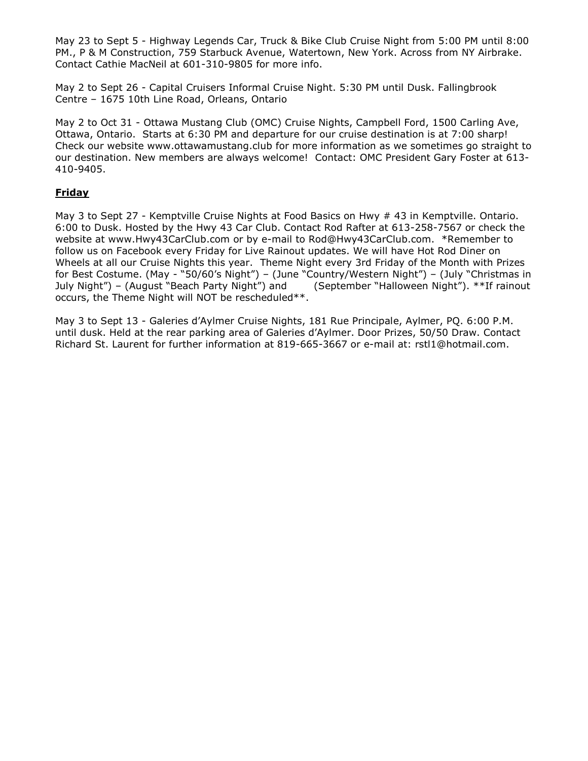May 23 to Sept 5 - Highway Legends Car, Truck & Bike Club Cruise Night from 5:00 PM until 8:00 PM., P & M Construction, 759 Starbuck Avenue, Watertown, New York. Across from NY Airbrake. Contact Cathie MacNeil at 601-310-9805 for more info.

May 2 to Sept 26 - Capital Cruisers Informal Cruise Night. 5:30 PM until Dusk. Fallingbrook Centre – 1675 10th Line Road, Orleans, Ontario

May 2 to Oct 31 - Ottawa Mustang Club (OMC) Cruise Nights, Campbell Ford, 1500 Carling Ave, Ottawa, Ontario. Starts at 6:30 PM and departure for our cruise destination is at 7:00 sharp! Check our website www.ottawamustang.club for more information as we sometimes go straight to our destination. New members are always welcome! Contact: OMC President Gary Foster at 613-410-9405.

**Friday**

May 3 to Sept 27 - Kemptville Cruise Nights at Food Basics on Hwy # 43 in Kemptville. Ontario. 6:00 to Dusk. Hosted by the Hwy 43 Car Club. Contact Rod Rafter at 613-258-7567 or check the website at www.Hwy43CarClub.com or by e-mail to Rod@Hwy43CarClub.com. *Remember to follow us on Facebook every Friday for Live Rainout updates. We will have Hot Rod Diner on Wheels at all our Cruise Nights this year. Theme Night every 3rd Friday of the Month with Prizes for Best Costume. (May - "50/60's Night") – (June "Country/Western Night") – (July "Christmas in July Night") – (August "Beach Party Night") and (September "Halloween Night"). **If rainout occurs, the Theme Night will NOT be rescheduled**.

May 3 to Sept 13 - Galeries d'Aylmer Cruise Nights, 181 Rue Principale, Aylmer, PQ. 6:00 P.M. until dusk. Held at the rear parking area of Galeries d'Aylmer. Door Prizes, 50/50 Draw. Contact Richard St. Laurent for further information at 819-665-3667 or e-mail at: rstl1@hotmail.com.